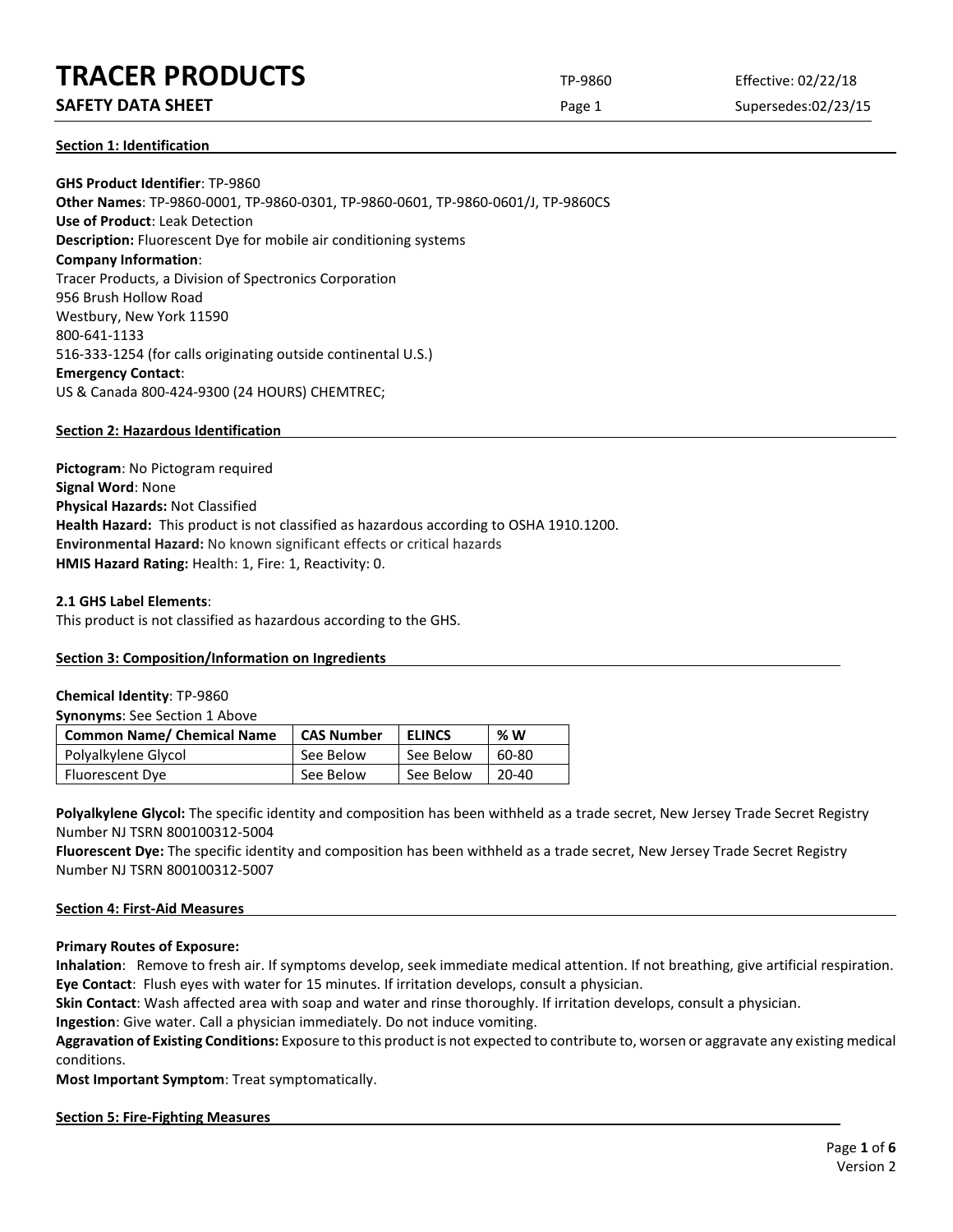# TRACER PRODUCTS

## SAFETY DATA SHEET

TP-9860 Effective: 02/22/18

Supersedes:02/23/15

### Section 1: Identification

**GHS Product Identifier**: TP-9860
**Other Names**: TP-9860-0001, TP-9860-0301, TP-9860-0601, TP-9860-0601/J, TP-9860CS
**Use of Product**: Leak Detection
**Description:** Fluorescent Dye for mobile air conditioning systems
**Company Information**:
Tracer Products, a Division of Spectronics Corporation
956 Brush Hollow Road
Westbury, New York 11590
800-641-1133
516-333-1254 (for calls originating outside continental U.S.)
**Emergency Contact**:
US & Canada 800-424-9300 (24 HOURS) CHEMTREC;

### Section 2: Hazardous Identification

**Pictogram**: No Pictogram required
**Signal Word**: None
**Physical Hazards:** Not Classified
**Health Hazard:** This product is not classified as hazardous according to OSHA 1910.1200.
**Environmental Hazard:** No known significant effects or critical hazards
**HMIS Hazard Rating:** Health: 1, Fire: 1, Reactivity: 0.

**2.1 GHS Label Elements**:
This product is not classified as hazardous according to the GHS.

### Section 3: Composition/Information on Ingredients

**Chemical Identity**: TP-9860
**Synonyms**: See Section 1 Above

| Common Name/ Chemical Name | CAS Number | ELINCS | % W |
|---|---|---|---|
| Polyalkylene Glycol | See Below | See Below | 60-80 |
| Fluorescent Dye | See Below | See Below | 20-40 |

**Polyalkylene Glycol:** The specific identity and composition has been withheld as a trade secret, New Jersey Trade Secret Registry Number NJ TSRN 800100312-5004
**Fluorescent Dye:** The specific identity and composition has been withheld as a trade secret, New Jersey Trade Secret Registry Number NJ TSRN 800100312-5007

### Section 4: First-Aid Measures

**Primary Routes of Exposure:**
**Inhalation**: Remove to fresh air. If symptoms develop, seek immediate medical attention. If not breathing, give artificial respiration.
**Eye Contact**: Flush eyes with water for 15 minutes. If irritation develops, consult a physician.
**Skin Contact**: Wash affected area with soap and water and rinse thoroughly. If irritation develops, consult a physician.
**Ingestion**: Give water. Call a physician immediately. Do not induce vomiting.
**Aggravation of Existing Conditions:** Exposure to this product is not expected to contribute to, worsen or aggravate any existing medical conditions.
**Most Important Symptom**: Treat symptomatically.

### Section 5: Fire-Fighting Measures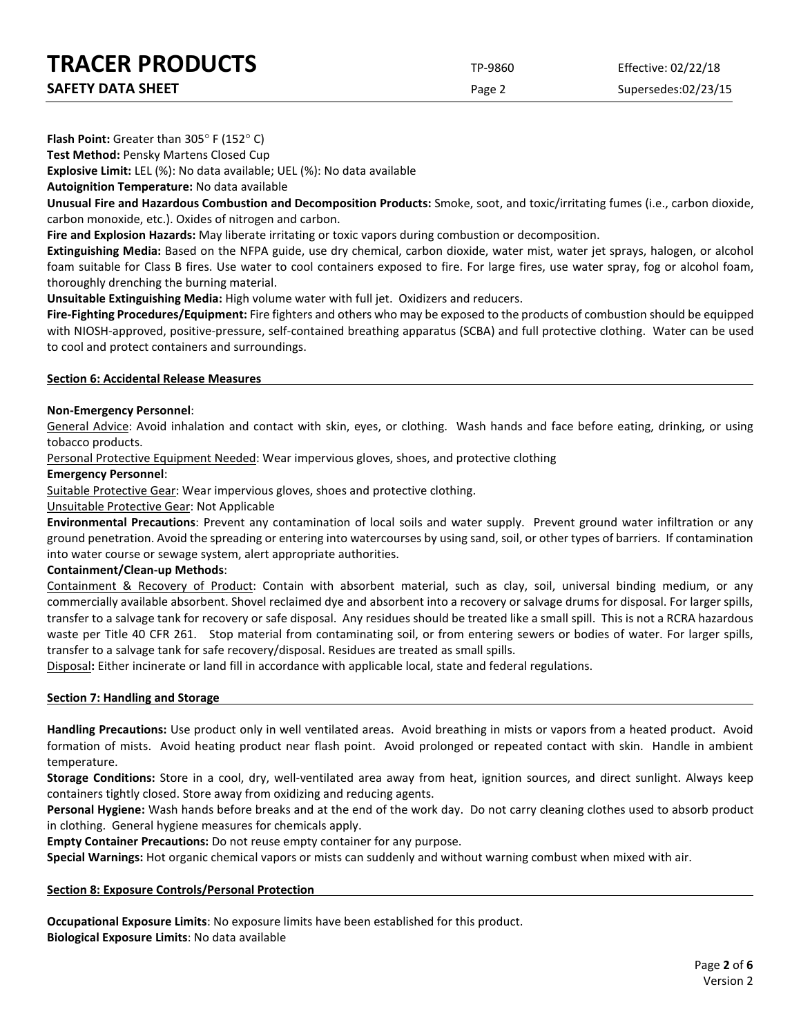**Flash Point:** Greater than 305° F (152° C)

**Test Method:** Pensky Martens Closed Cup

**Explosive Limit:** LEL (%): No data available; UEL (%): No data available

**Autoignition Temperature:** No data available

**Unusual Fire and Hazardous Combustion and Decomposition Products:** Smoke, soot, and toxic/irritating fumes (i.e., carbon dioxide, carbon monoxide, etc.). Oxides of nitrogen and carbon.

**Fire and Explosion Hazards:** May liberate irritating or toxic vapors during combustion or decomposition.

**Extinguishing Media:** Based on the NFPA guide, use dry chemical, carbon dioxide, water mist, water jet sprays, halogen, or alcohol foam suitable for Class B fires. Use water to cool containers exposed to fire. For large fires, use water spray, fog or alcohol foam, thoroughly drenching the burning material.

**Unsuitable Extinguishing Media:** High volume water with full jet. Oxidizers and reducers.

**Fire-Fighting Procedures/Equipment:** Fire fighters and others who may be exposed to the products of combustion should be equipped with NIOSH-approved, positive-pressure, self-contained breathing apparatus (SCBA) and full protective clothing. Water can be used to cool and protect containers and surroundings.

## Section 6: Accidental Release Measures

**Non-Emergency Personnel**:

General Advice: Avoid inhalation and contact with skin, eyes, or clothing. Wash hands and face before eating, drinking, or using tobacco products.

Personal Protective Equipment Needed: Wear impervious gloves, shoes, and protective clothing

**Emergency Personnel**:

Suitable Protective Gear: Wear impervious gloves, shoes and protective clothing.

Unsuitable Protective Gear: Not Applicable

**Environmental Precautions**: Prevent any contamination of local soils and water supply. Prevent ground water infiltration or any ground penetration. Avoid the spreading or entering into watercourses by using sand, soil, or other types of barriers. If contamination into water course or sewage system, alert appropriate authorities.

**Containment/Clean-up Methods**:

Containment & Recovery of Product: Contain with absorbent material, such as clay, soil, universal binding medium, or any commercially available absorbent. Shovel reclaimed dye and absorbent into a recovery or salvage drums for disposal. For larger spills, transfer to a salvage tank for recovery or safe disposal. Any residues should be treated like a small spill. This is not a RCRA hazardous waste per Title 40 CFR 261. Stop material from contaminating soil, or from entering sewers or bodies of water. For larger spills, transfer to a salvage tank for safe recovery/disposal. Residues are treated as small spills.

Disposal**:** Either incinerate or land fill in accordance with applicable local, state and federal regulations.

## Section 7: Handling and Storage

**Handling Precautions:** Use product only in well ventilated areas. Avoid breathing in mists or vapors from a heated product. Avoid formation of mists. Avoid heating product near flash point. Avoid prolonged or repeated contact with skin. Handle in ambient temperature.

**Storage Conditions:** Store in a cool, dry, well-ventilated area away from heat, ignition sources, and direct sunlight. Always keep containers tightly closed. Store away from oxidizing and reducing agents.

**Personal Hygiene:** Wash hands before breaks and at the end of the work day. Do not carry cleaning clothes used to absorb product in clothing. General hygiene measures for chemicals apply.

**Empty Container Precautions:** Do not reuse empty container for any purpose.

**Special Warnings:** Hot organic chemical vapors or mists can suddenly and without warning combust when mixed with air.

## Section 8: Exposure Controls/Personal Protection

**Occupational Exposure Limits**: No exposure limits have been established for this product.

**Biological Exposure Limits**: No data available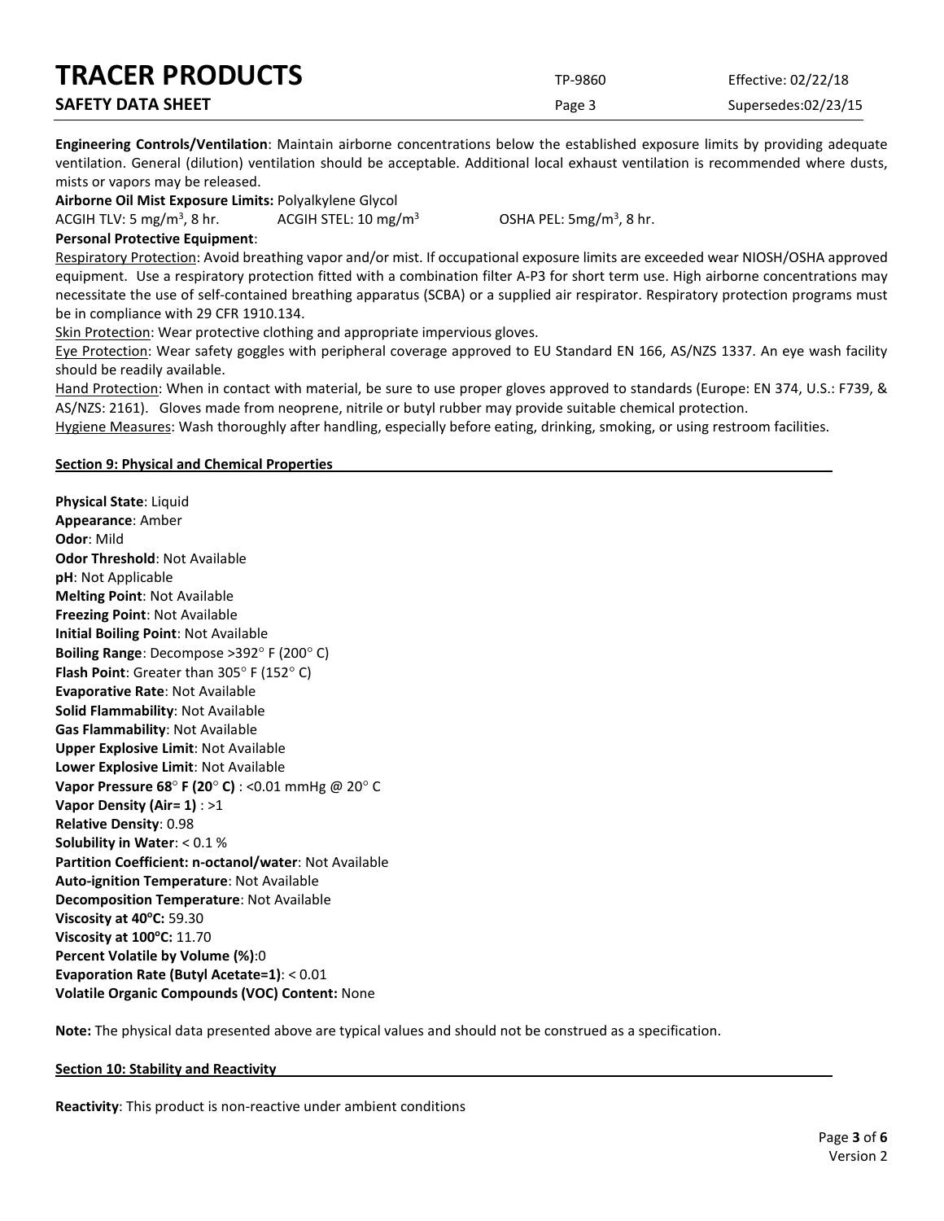**Engineering Controls/Ventilation**: Maintain airborne concentrations below the established exposure limits by providing adequate ventilation. General (dilution) ventilation should be acceptable. Additional local exhaust ventilation is recommended where dusts, mists or vapors may be released.

**Airborne Oil Mist Exposure Limits:** Polyalkylene Glycol

ACGIH TLV: 5 mg/m$^3$, 8 hr. ACGIH STEL: 10 mg/m$^3$ OSHA PEL: 5mg/m$^3$, 8 hr.

**Personal Protective Equipment**:

Respiratory Protection: Avoid breathing vapor and/or mist. If occupational exposure limits are exceeded wear NIOSH/OSHA approved equipment. Use a respiratory protection fitted with a combination filter A-P3 for short term use. High airborne concentrations may necessitate the use of self-contained breathing apparatus (SCBA) or a supplied air respirator. Respiratory protection programs must be in compliance with 29 CFR 1910.134.

Skin Protection: Wear protective clothing and appropriate impervious gloves.

Eye Protection: Wear safety goggles with peripheral coverage approved to EU Standard EN 166, AS/NZS 1337. An eye wash facility should be readily available.

Hand Protection: When in contact with material, be sure to use proper gloves approved to standards (Europe: EN 374, U.S.: F739, & AS/NZS: 2161). Gloves made from neoprene, nitrile or butyl rubber may provide suitable chemical protection.

Hygiene Measures: Wash thoroughly after handling, especially before eating, drinking, smoking, or using restroom facilities.

## Section 9: Physical and Chemical Properties

**Physical State**: Liquid
**Appearance**: Amber
**Odor**: Mild
**Odor Threshold**: Not Available
**pH**: Not Applicable
**Melting Point**: Not Available
**Freezing Point**: Not Available
**Initial Boiling Point**: Not Available
**Boiling Range**: Decompose >392° F (200° C)
**Flash Point**: Greater than 305° F (152° C)
**Evaporative Rate**: Not Available
**Solid Flammability**: Not Available
**Gas Flammability**: Not Available
**Upper Explosive Limit**: Not Available
**Lower Explosive Limit**: Not Available
**Vapor Pressure 68° F (20° C)** : <0.01 mmHg @ 20° C
**Vapor Density (Air= 1)** : >1
**Relative Density**: 0.98
**Solubility in Water**: < 0.1 %
**Partition Coefficient: n-octanol/water**: Not Available
**Auto-ignition Temperature**: Not Available
**Decomposition Temperature**: Not Available
**Viscosity at 40°C:** 59.30
**Viscosity at 100°C:** 11.70
**Percent Volatile by Volume (%)**:0
**Evaporation Rate (Butyl Acetate=1)**: < 0.01
**Volatile Organic Compounds (VOC) Content:** None

**Note:** The physical data presented above are typical values and should not be construed as a specification.

## Section 10: Stability and Reactivity

**Reactivity**: This product is non-reactive under ambient conditions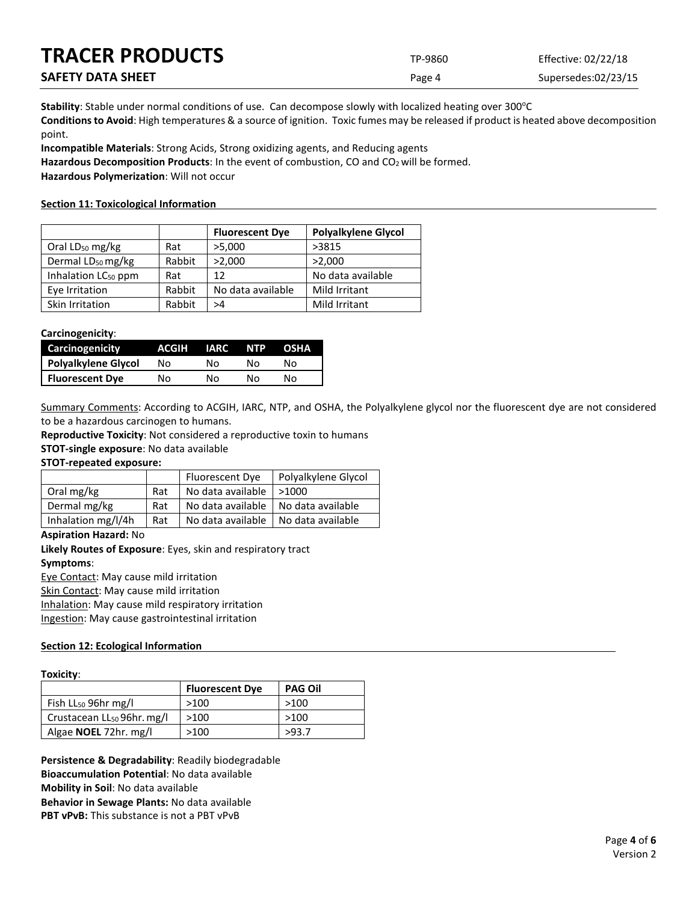**Stability**: Stable under normal conditions of use. Can decompose slowly with localized heating over 300°C

**Conditions to Avoid**: High temperatures & a source of ignition. Toxic fumes may be released if product is heated above decomposition point.

**Incompatible Materials**: Strong Acids, Strong oxidizing agents, and Reducing agents

**Hazardous Decomposition Products**: In the event of combustion, CO and $CO_2$ will be formed.

**Hazardous Polymerization**: Will not occur

## Section 11: Toxicological Information

| | | Fluorescent Dye | Polyalkylene Glycol |
|---|---|---|---|
| Oral $LD_{50}$ mg/kg | Rat | >5,000 | >3815 |
| Dermal $LD_{50}$ mg/kg | Rabbit | >2,000 | >2,000 |
| Inhalation $LC_{50}$ ppm | Rat | 12 | No data available |
| Eye Irritation | Rabbit | No data available | Mild Irritant |
| Skin Irritation | Rabbit | >4 | Mild Irritant |

**Carcinogenicity**:

| Carcinogenicity | ACGIH | IARC | NTP | OSHA |
|---|---|---|---|---|
| **Polyalkylene Glycol** | No | No | No | No |
| **Fluorescent Dye** | No | No | No | No |

Summary Comments: According to ACGIH, IARC, NTP, and OSHA, the Polyalkylene glycol nor the fluorescent dye are not considered to be a hazardous carcinogen to humans.

**Reproductive Toxicity**: Not considered a reproductive toxin to humans

**STOT-single exposure**: No data available

**STOT-repeated exposure:**

| | | Fluorescent Dye | Polyalkylene Glycol |
|---|---|---|---|
| Oral mg/kg | Rat | No data available | >1000 |
| Dermal mg/kg | Rat | No data available | No data available |
| Inhalation mg/l/4h | Rat | No data available | No data available |

**Aspiration Hazard:** No

**Likely Routes of Exposure**: Eyes, skin and respiratory tract

**Symptoms**:

Eye Contact: May cause mild irritation

Skin Contact: May cause mild irritation

Inhalation: May cause mild respiratory irritation

Ingestion: May cause gastrointestinal irritation

## Section 12: Ecological Information

**Toxicity**:

| | Fluorescent Dye | PAG Oil |
|---|---|---|
| Fish $LL_{50}$ 96hr mg/l | >100 | >100 |
| Crustacean $LL_{50}$ 96hr. mg/l | >100 | >100 |
| Algae **NOEL** 72hr. mg/l | >100 | >93.7 |

**Persistence & Degradability**: Readily biodegradable

**Bioaccumulation Potential**: No data available

**Mobility in Soil**: No data available

**Behavior in Sewage Plants:** No data available

**PBT vPvB:** This substance is not a PBT vPvB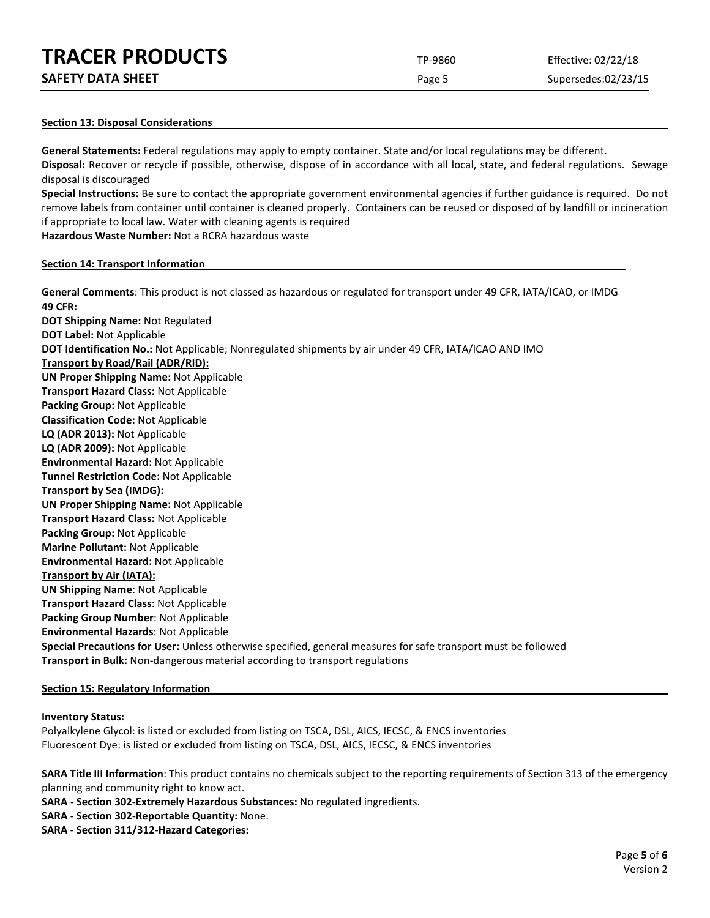#### Section 13: Disposal Considerations

**General Statements:** Federal regulations may apply to empty container. State and/or local regulations may be different.
**Disposal:** Recover or recycle if possible, otherwise, dispose of in accordance with all local, state, and federal regulations. Sewage disposal is discouraged
**Special Instructions:** Be sure to contact the appropriate government environmental agencies if further guidance is required. Do not remove labels from container until container is cleaned properly. Containers can be reused or disposed of by landfill or incineration if appropriate to local law. Water with cleaning agents is required
**Hazardous Waste Number:** Not a RCRA hazardous waste

#### Section 14: Transport Information

**General Comments**: This product is not classed as hazardous or regulated for transport under 49 CFR, IATA/ICAO, or IMDG
**49 CFR:**
**DOT Shipping Name:** Not Regulated
**DOT Label:** Not Applicable
**DOT Identification No.:** Not Applicable; Nonregulated shipments by air under 49 CFR, IATA/ICAO AND IMO
**Transport by Road/Rail (ADR/RID):**
**UN Proper Shipping Name:** Not Applicable
**Transport Hazard Class:** Not Applicable
**Packing Group:** Not Applicable
**Classification Code:** Not Applicable
**LQ (ADR 2013):** Not Applicable
**LQ (ADR 2009):** Not Applicable
**Environmental Hazard:** Not Applicable
**Tunnel Restriction Code:** Not Applicable
**Transport by Sea (IMDG):**
**UN Proper Shipping Name:** Not Applicable
**Transport Hazard Class:** Not Applicable
**Packing Group:** Not Applicable
**Marine Pollutant:** Not Applicable
**Environmental Hazard:** Not Applicable
**Transport by Air (IATA):**
**UN Shipping Name**: Not Applicable
**Transport Hazard Class**: Not Applicable
**Packing Group Number**: Not Applicable
**Environmental Hazards**: Not Applicable
**Special Precautions for User:** Unless otherwise specified, general measures for safe transport must be followed
**Transport in Bulk:** Non-dangerous material according to transport regulations

#### Section 15: Regulatory Information

**Inventory Status:**
Polyalkylene Glycol: is listed or excluded from listing on TSCA, DSL, AICS, IECSC, & ENCS inventories
Fluorescent Dye: is listed or excluded from listing on TSCA, DSL, AICS, IECSC, & ENCS inventories

**SARA Title III Information**: This product contains no chemicals subject to the reporting requirements of Section 313 of the emergency planning and community right to know act.
**SARA - Section 302-Extremely Hazardous Substances:** No regulated ingredients.
**SARA - Section 302-Reportable Quantity:** None.
**SARA - Section 311/312-Hazard Categories:**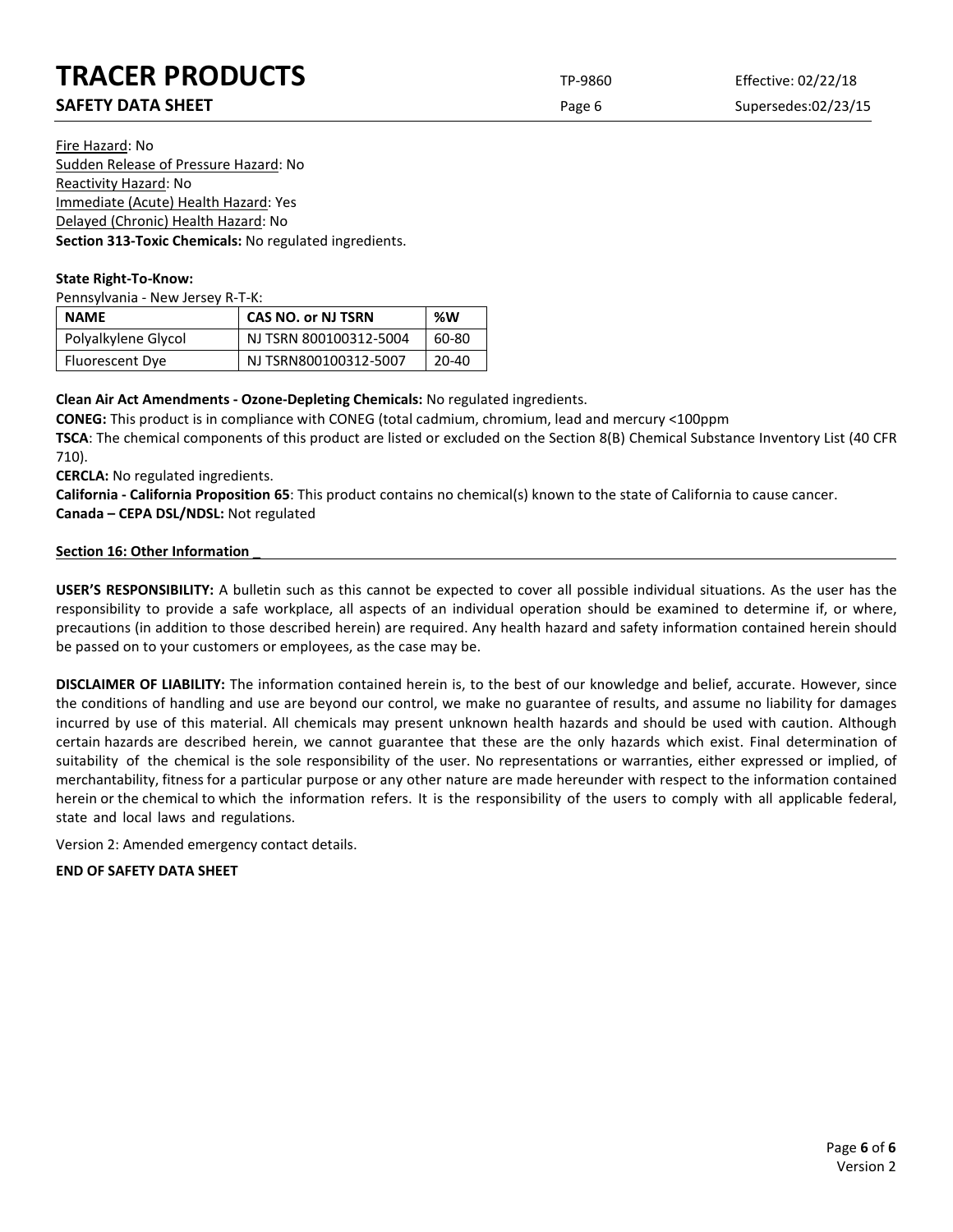Fire Hazard: No
Sudden Release of Pressure Hazard: No
Reactivity Hazard: No
Immediate (Acute) Health Hazard: Yes
Delayed (Chronic) Health Hazard: No
**Section 313-Toxic Chemicals:** No regulated ingredients.

**State Right-To-Know:**

Pennsylvania - New Jersey R-T-K:

| NAME | CAS NO. or NJ TSRN | %W |
|---|---|---|
| Polyalkylene Glycol | NJ TSRN 800100312-5004 | 60-80 |
| Fluorescent Dye | NJ TSRN800100312-5007 | 20-40 |

**Clean Air Act Amendments - Ozone-Depleting Chemicals:** No regulated ingredients.

**CONEG:** This product is in compliance with CONEG (total cadmium, chromium, lead and mercury <100ppm

**TSCA**: The chemical components of this product are listed or excluded on the Section 8(B) Chemical Substance Inventory List (40 CFR 710).

**CERCLA:** No regulated ingredients.

**California - California Proposition 65**: This product contains no chemical(s) known to the state of California to cause cancer.

**Canada – CEPA DSL/NDSL:** Not regulated

## Section 16: Other Information

**USER'S RESPONSIBILITY:** A bulletin such as this cannot be expected to cover all possible individual situations. As the user has the responsibility to provide a safe workplace, all aspects of an individual operation should be examined to determine if, or where, precautions (in addition to those described herein) are required. Any health hazard and safety information contained herein should be passed on to your customers or employees, as the case may be.

**DISCLAIMER OF LIABILITY:** The information contained herein is, to the best of our knowledge and belief, accurate. However, since the conditions of handling and use are beyond our control, we make no guarantee of results, and assume no liability for damages incurred by use of this material. All chemicals may present unknown health hazards and should be used with caution. Although certain hazards are described herein, we cannot guarantee that these are the only hazards which exist. Final determination of suitability of the chemical is the sole responsibility of the user. No representations or warranties, either expressed or implied, of merchantability, fitness for a particular purpose or any other nature are made hereunder with respect to the information contained herein or the chemical to which the information refers. It is the responsibility of the users to comply with all applicable federal, state and local laws and regulations.

Version 2: Amended emergency contact details.

**END OF SAFETY DATA SHEET**